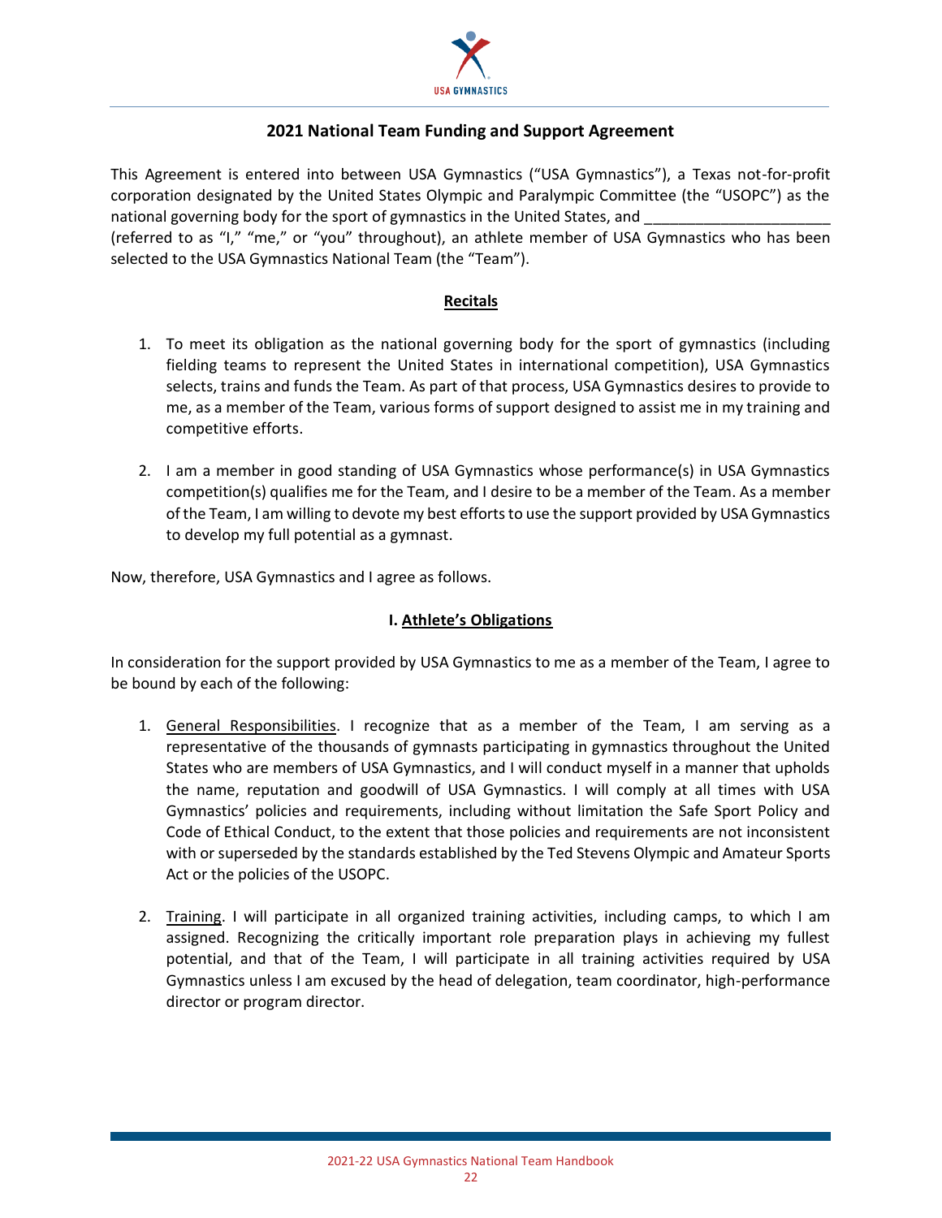## 2021 National Team Funding and Support Agreement

This Agreement is entered into between USA Gymnastics ("USA Gymnastics"), a Texas not-for-profit corporation designated by the United States Olympic and Paralympic Committee (the "USOPC") as the national governing body for the sport of gymnastics in the United States, and _____________________ (referred to as "I," "me," or "you" throughout), an athlete member of USA Gymnastics who has been selected to the USA Gymnastics National Team (the "Team").

### Recitals

1. To meet its obligation as the national governing body for the sport of gymnastics (including fielding teams to represent the United States in international competition), USA Gymnastics selects, trains and funds the Team. As part of that process, USA Gymnastics desires to provide to me, as a member of the Team, various forms of support designed to assist me in my training and competitive efforts.

2. I am a member in good standing of USA Gymnastics whose performance(s) in USA Gymnastics competition(s) qualifies me for the Team, and I desire to be a member of the Team. As a member of the Team, I am willing to devote my best efforts to use the support provided by USA Gymnastics to develop my full potential as a gymnast.

Now, therefore, USA Gymnastics and I agree as follows.

### I. Athlete's Obligations

In consideration for the support provided by USA Gymnastics to me as a member of the Team, I agree to be bound by each of the following:

1. General Responsibilities. I recognize that as a member of the Team, I am serving as a representative of the thousands of gymnasts participating in gymnastics throughout the United States who are members of USA Gymnastics, and I will conduct myself in a manner that upholds the name, reputation and goodwill of USA Gymnastics. I will comply at all times with USA Gymnastics' policies and requirements, including without limitation the Safe Sport Policy and Code of Ethical Conduct, to the extent that those policies and requirements are not inconsistent with or superseded by the standards established by the Ted Stevens Olympic and Amateur Sports Act or the policies of the USOPC.

2. Training. I will participate in all organized training activities, including camps, to which I am assigned. Recognizing the critically important role preparation plays in achieving my fullest potential, and that of the Team, I will participate in all training activities required by USA Gymnastics unless I am excused by the head of delegation, team coordinator, high-performance director or program director.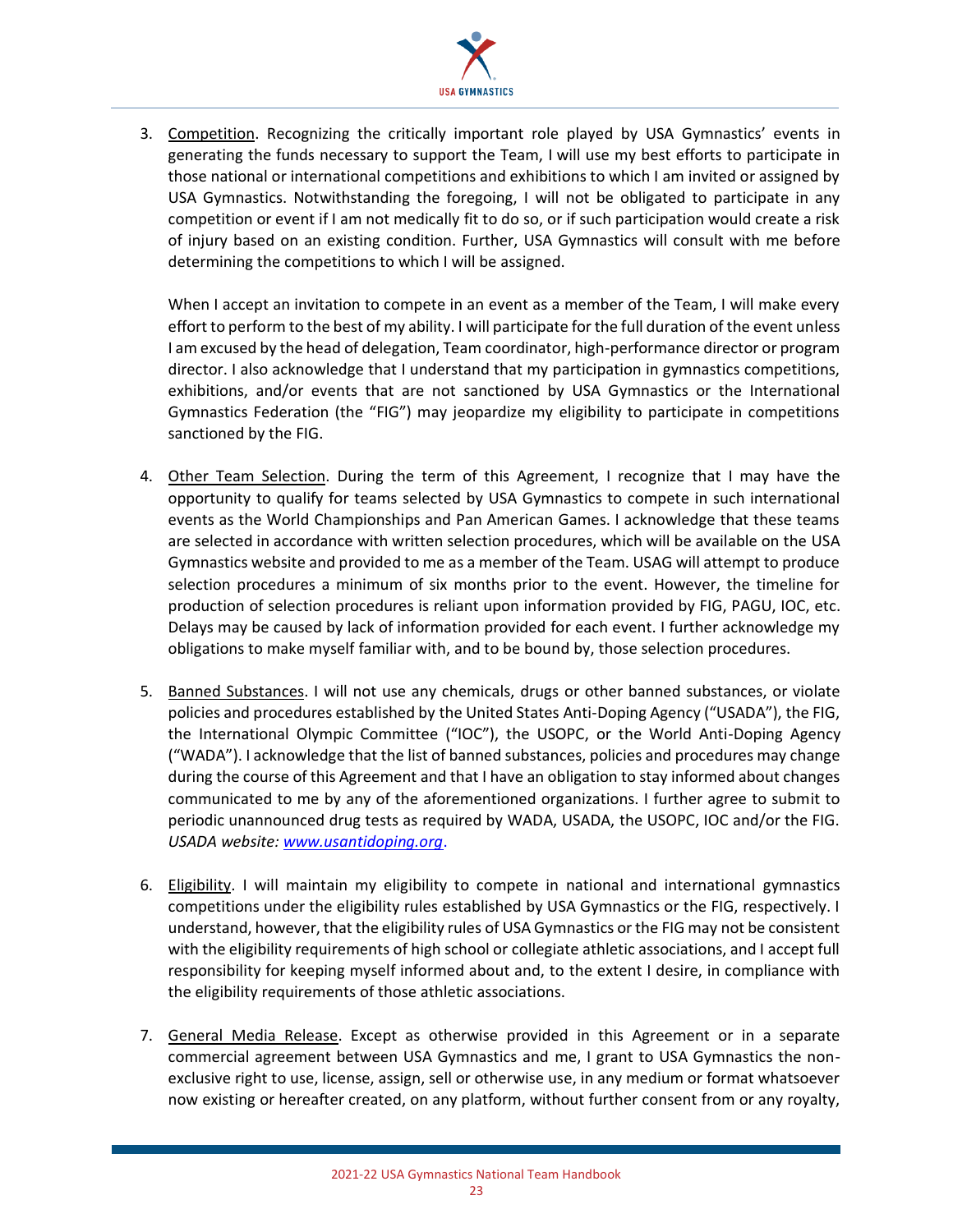3. Competition. Recognizing the critically important role played by USA Gymnastics' events in generating the funds necessary to support the Team, I will use my best efforts to participate in those national or international competitions and exhibitions to which I am invited or assigned by USA Gymnastics. Notwithstanding the foregoing, I will not be obligated to participate in any competition or event if I am not medically fit to do so, or if such participation would create a risk of injury based on an existing condition. Further, USA Gymnastics will consult with me before determining the competitions to which I will be assigned.

   When I accept an invitation to compete in an event as a member of the Team, I will make every effort to perform to the best of my ability. I will participate for the full duration of the event unless I am excused by the head of delegation, Team coordinator, high-performance director or program director. I also acknowledge that I understand that my participation in gymnastics competitions, exhibitions, and/or events that are not sanctioned by USA Gymnastics or the International Gymnastics Federation (the "FIG") may jeopardize my eligibility to participate in competitions sanctioned by the FIG.

4. Other Team Selection. During the term of this Agreement, I recognize that I may have the opportunity to qualify for teams selected by USA Gymnastics to compete in such international events as the World Championships and Pan American Games. I acknowledge that these teams are selected in accordance with written selection procedures, which will be available on the USA Gymnastics website and provided to me as a member of the Team. USAG will attempt to produce selection procedures a minimum of six months prior to the event. However, the timeline for production of selection procedures is reliant upon information provided by FIG, PAGU, IOC, etc. Delays may be caused by lack of information provided for each event. I further acknowledge my obligations to make myself familiar with, and to be bound by, those selection procedures.

5. Banned Substances. I will not use any chemicals, drugs or other banned substances, or violate policies and procedures established by the United States Anti-Doping Agency ("USADA"), the FIG, the International Olympic Committee ("IOC"), the USOPC, or the World Anti-Doping Agency ("WADA"). I acknowledge that the list of banned substances, policies and procedures may change during the course of this Agreement and that I have an obligation to stay informed about changes communicated to me by any of the aforementioned organizations. I further agree to submit to periodic unannounced drug tests as required by WADA, USADA, the USOPC, IOC and/or the FIG. *USADA website: www.usantidoping.org*.

6. Eligibility. I will maintain my eligibility to compete in national and international gymnastics competitions under the eligibility rules established by USA Gymnastics or the FIG, respectively. I understand, however, that the eligibility rules of USA Gymnastics or the FIG may not be consistent with the eligibility requirements of high school or collegiate athletic associations, and I accept full responsibility for keeping myself informed about and, to the extent I desire, in compliance with the eligibility requirements of those athletic associations.

7. General Media Release. Except as otherwise provided in this Agreement or in a separate commercial agreement between USA Gymnastics and me, I grant to USA Gymnastics the non-exclusive right to use, license, assign, sell or otherwise use, in any medium or format whatsoever now existing or hereafter created, on any platform, without further consent from or any royalty,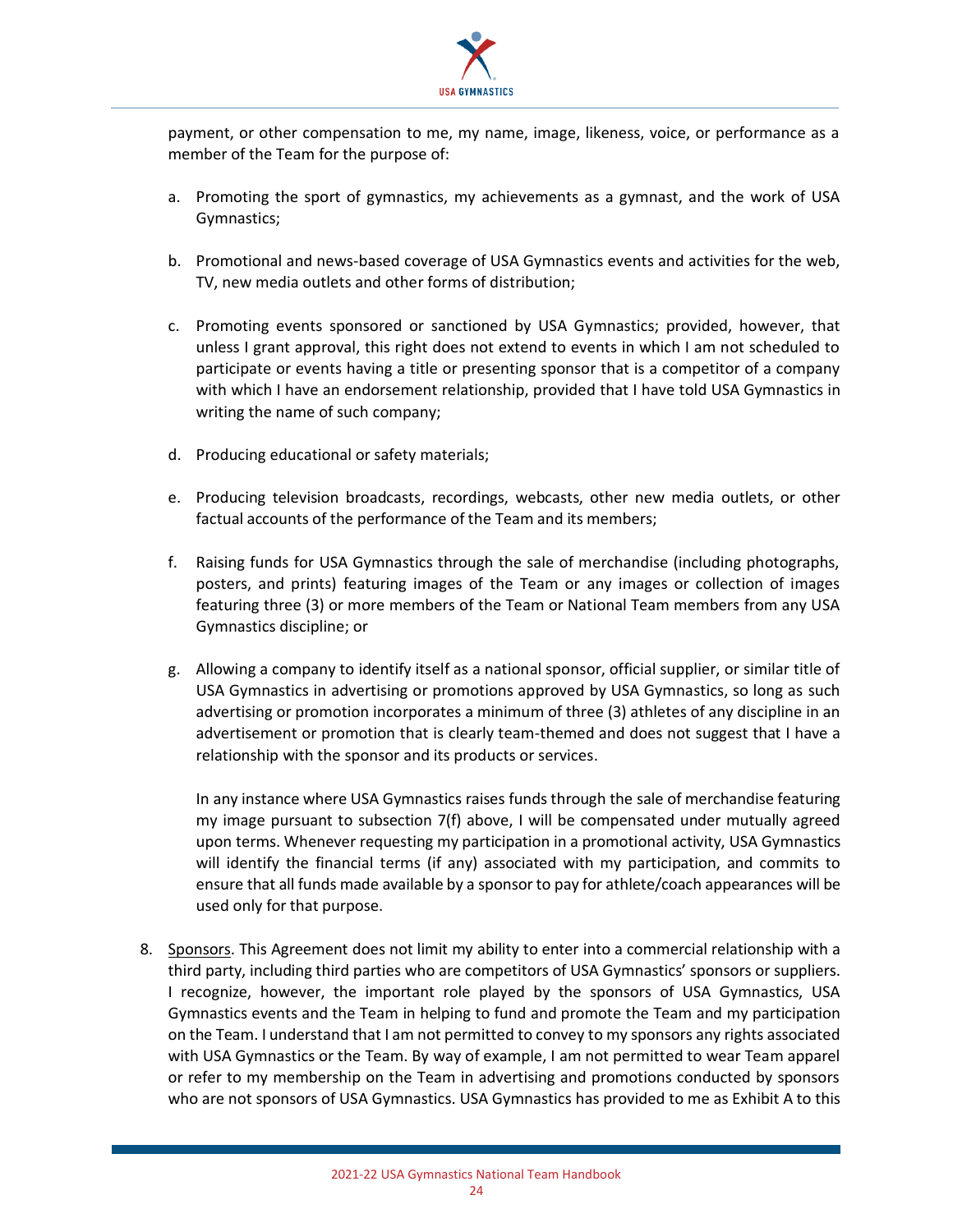payment, or other compensation to me, my name, image, likeness, voice, or performance as a member of the Team for the purpose of:

a. Promoting the sport of gymnastics, my achievements as a gymnast, and the work of USA Gymnastics;

b. Promotional and news-based coverage of USA Gymnastics events and activities for the web, TV, new media outlets and other forms of distribution;

c. Promoting events sponsored or sanctioned by USA Gymnastics; provided, however, that unless I grant approval, this right does not extend to events in which I am not scheduled to participate or events having a title or presenting sponsor that is a competitor of a company with which I have an endorsement relationship, provided that I have told USA Gymnastics in writing the name of such company;

d. Producing educational or safety materials;

e. Producing television broadcasts, recordings, webcasts, other new media outlets, or other factual accounts of the performance of the Team and its members;

f. Raising funds for USA Gymnastics through the sale of merchandise (including photographs, posters, and prints) featuring images of the Team or any images or collection of images featuring three (3) or more members of the Team or National Team members from any USA Gymnastics discipline; or

g. Allowing a company to identify itself as a national sponsor, official supplier, or similar title of USA Gymnastics in advertising or promotions approved by USA Gymnastics, so long as such advertising or promotion incorporates a minimum of three (3) athletes of any discipline in an advertisement or promotion that is clearly team-themed and does not suggest that I have a relationship with the sponsor and its products or services.

In any instance where USA Gymnastics raises funds through the sale of merchandise featuring my image pursuant to subsection 7(f) above, I will be compensated under mutually agreed upon terms. Whenever requesting my participation in a promotional activity, USA Gymnastics will identify the financial terms (if any) associated with my participation, and commits to ensure that all funds made available by a sponsor to pay for athlete/coach appearances will be used only for that purpose.

8. Sponsors. This Agreement does not limit my ability to enter into a commercial relationship with a third party, including third parties who are competitors of USA Gymnastics' sponsors or suppliers. I recognize, however, the important role played by the sponsors of USA Gymnastics, USA Gymnastics events and the Team in helping to fund and promote the Team and my participation on the Team. I understand that I am not permitted to convey to my sponsors any rights associated with USA Gymnastics or the Team. By way of example, I am not permitted to wear Team apparel or refer to my membership on the Team in advertising and promotions conducted by sponsors who are not sponsors of USA Gymnastics. USA Gymnastics has provided to me as Exhibit A to this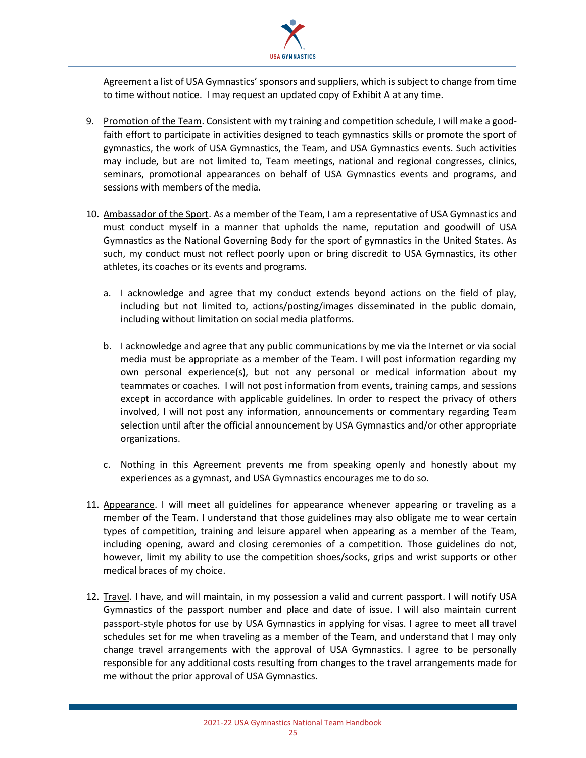Agreement a list of USA Gymnastics' sponsors and suppliers, which is subject to change from time to time without notice. I may request an updated copy of Exhibit A at any time.

9. Promotion of the Team. Consistent with my training and competition schedule, I will make a good-faith effort to participate in activities designed to teach gymnastics skills or promote the sport of gymnastics, the work of USA Gymnastics, the Team, and USA Gymnastics events. Such activities may include, but are not limited to, Team meetings, national and regional congresses, clinics, seminars, promotional appearances on behalf of USA Gymnastics events and programs, and sessions with members of the media.

10. Ambassador of the Sport. As a member of the Team, I am a representative of USA Gymnastics and must conduct myself in a manner that upholds the name, reputation and goodwill of USA Gymnastics as the National Governing Body for the sport of gymnastics in the United States. As such, my conduct must not reflect poorly upon or bring discredit to USA Gymnastics, its other athletes, its coaches or its events and programs.

    a. I acknowledge and agree that my conduct extends beyond actions on the field of play, including but not limited to, actions/posting/images disseminated in the public domain, including without limitation on social media platforms.

    b. I acknowledge and agree that any public communications by me via the Internet or via social media must be appropriate as a member of the Team. I will post information regarding my own personal experience(s), but not any personal or medical information about my teammates or coaches. I will not post information from events, training camps, and sessions except in accordance with applicable guidelines. In order to respect the privacy of others involved, I will not post any information, announcements or commentary regarding Team selection until after the official announcement by USA Gymnastics and/or other appropriate organizations.

    c. Nothing in this Agreement prevents me from speaking openly and honestly about my experiences as a gymnast, and USA Gymnastics encourages me to do so.

11. Appearance. I will meet all guidelines for appearance whenever appearing or traveling as a member of the Team. I understand that those guidelines may also obligate me to wear certain types of competition, training and leisure apparel when appearing as a member of the Team, including opening, award and closing ceremonies of a competition. Those guidelines do not, however, limit my ability to use the competition shoes/socks, grips and wrist supports or other medical braces of my choice.

12. Travel. I have, and will maintain, in my possession a valid and current passport. I will notify USA Gymnastics of the passport number and place and date of issue. I will also maintain current passport-style photos for use by USA Gymnastics in applying for visas. I agree to meet all travel schedules set for me when traveling as a member of the Team, and understand that I may only change travel arrangements with the approval of USA Gymnastics. I agree to be personally responsible for any additional costs resulting from changes to the travel arrangements made for me without the prior approval of USA Gymnastics.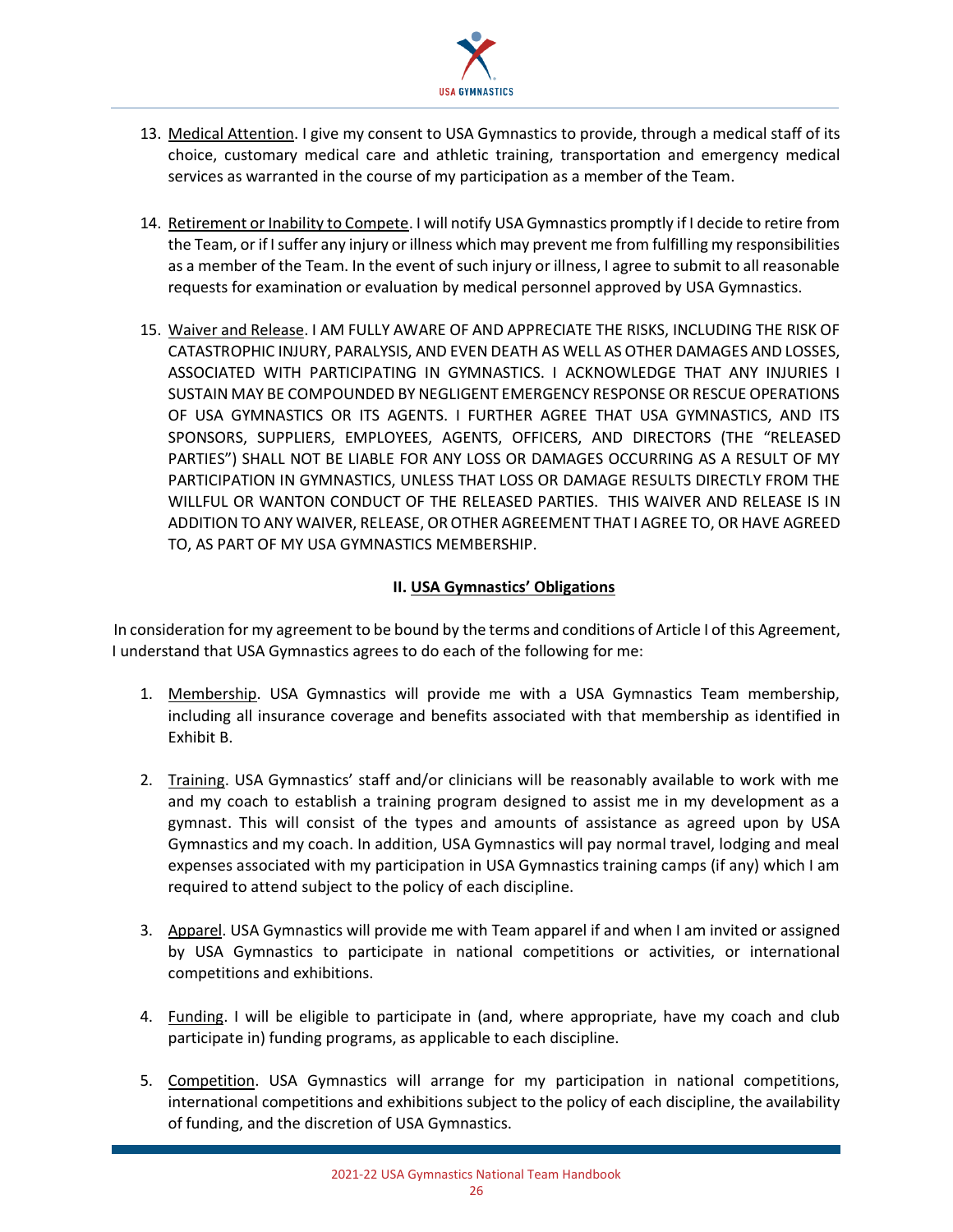13. Medical Attention. I give my consent to USA Gymnastics to provide, through a medical staff of its choice, customary medical care and athletic training, transportation and emergency medical services as warranted in the course of my participation as a member of the Team.

14. Retirement or Inability to Compete. I will notify USA Gymnastics promptly if I decide to retire from the Team, or if I suffer any injury or illness which may prevent me from fulfilling my responsibilities as a member of the Team. In the event of such injury or illness, I agree to submit to all reasonable requests for examination or evaluation by medical personnel approved by USA Gymnastics.

15. Waiver and Release. I AM FULLY AWARE OF AND APPRECIATE THE RISKS, INCLUDING THE RISK OF CATASTROPHIC INJURY, PARALYSIS, AND EVEN DEATH AS WELL AS OTHER DAMAGES AND LOSSES, ASSOCIATED WITH PARTICIPATING IN GYMNASTICS. I ACKNOWLEDGE THAT ANY INJURIES I SUSTAIN MAY BE COMPOUNDED BY NEGLIGENT EMERGENCY RESPONSE OR RESCUE OPERATIONS OF USA GYMNASTICS OR ITS AGENTS. I FURTHER AGREE THAT USA GYMNASTICS, AND ITS SPONSORS, SUPPLIERS, EMPLOYEES, AGENTS, OFFICERS, AND DIRECTORS (THE "RELEASED PARTIES") SHALL NOT BE LIABLE FOR ANY LOSS OR DAMAGES OCCURRING AS A RESULT OF MY PARTICIPATION IN GYMNASTICS, UNLESS THAT LOSS OR DAMAGE RESULTS DIRECTLY FROM THE WILLFUL OR WANTON CONDUCT OF THE RELEASED PARTIES. THIS WAIVER AND RELEASE IS IN ADDITION TO ANY WAIVER, RELEASE, OR OTHER AGREEMENT THAT I AGREE TO, OR HAVE AGREED TO, AS PART OF MY USA GYMNASTICS MEMBERSHIP.

## II. USA Gymnastics' Obligations

In consideration for my agreement to be bound by the terms and conditions of Article I of this Agreement, I understand that USA Gymnastics agrees to do each of the following for me:

1. Membership. USA Gymnastics will provide me with a USA Gymnastics Team membership, including all insurance coverage and benefits associated with that membership as identified in Exhibit B.

2. Training. USA Gymnastics' staff and/or clinicians will be reasonably available to work with me and my coach to establish a training program designed to assist me in my development as a gymnast. This will consist of the types and amounts of assistance as agreed upon by USA Gymnastics and my coach. In addition, USA Gymnastics will pay normal travel, lodging and meal expenses associated with my participation in USA Gymnastics training camps (if any) which I am required to attend subject to the policy of each discipline.

3. Apparel. USA Gymnastics will provide me with Team apparel if and when I am invited or assigned by USA Gymnastics to participate in national competitions or activities, or international competitions and exhibitions.

4. Funding. I will be eligible to participate in (and, where appropriate, have my coach and club participate in) funding programs, as applicable to each discipline.

5. Competition. USA Gymnastics will arrange for my participation in national competitions, international competitions and exhibitions subject to the policy of each discipline, the availability of funding, and the discretion of USA Gymnastics.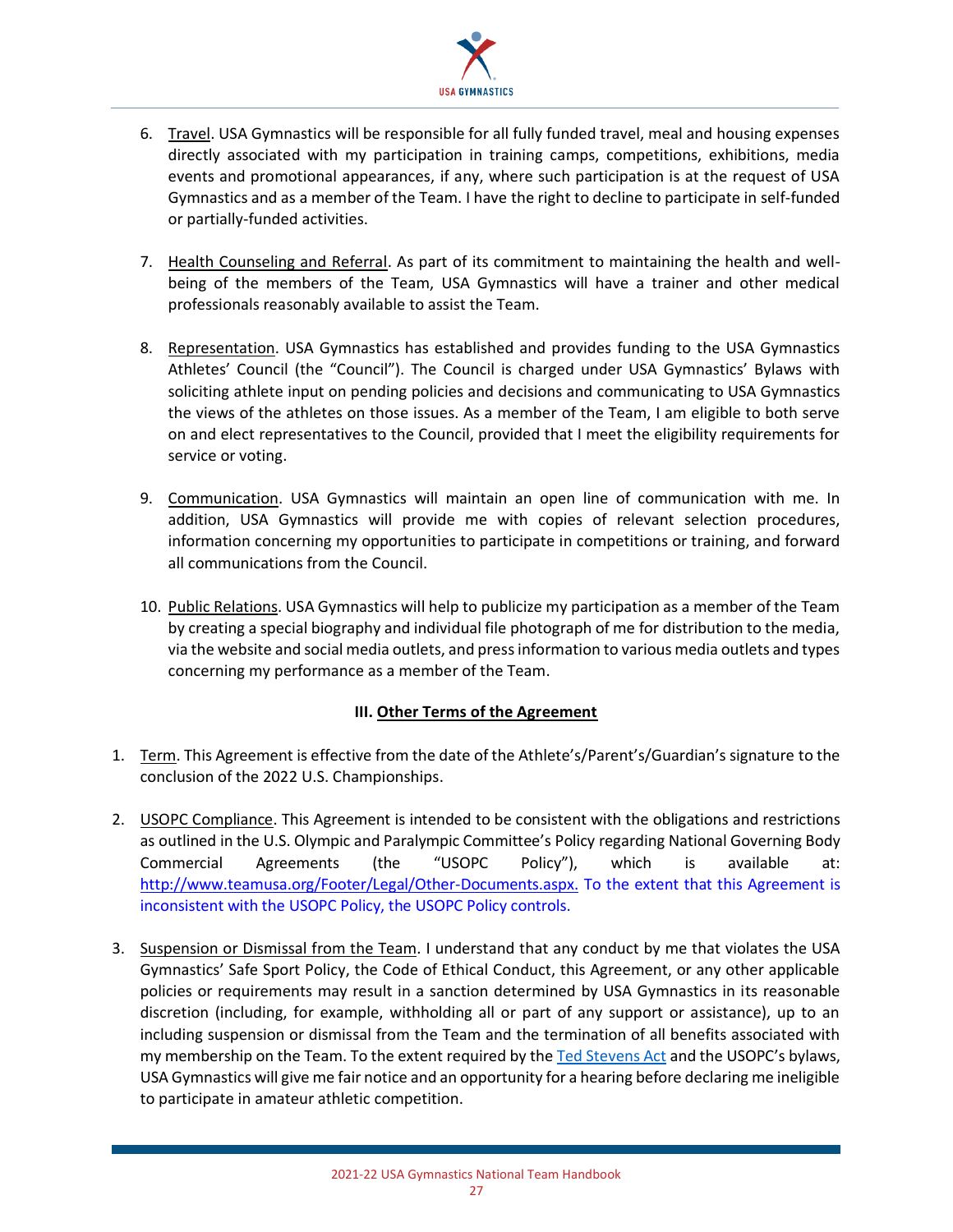6. Travel. USA Gymnastics will be responsible for all fully funded travel, meal and housing expenses directly associated with my participation in training camps, competitions, exhibitions, media events and promotional appearances, if any, where such participation is at the request of USA Gymnastics and as a member of the Team. I have the right to decline to participate in self-funded or partially-funded activities.

7. Health Counseling and Referral. As part of its commitment to maintaining the health and well-being of the members of the Team, USA Gymnastics will have a trainer and other medical professionals reasonably available to assist the Team.

8. Representation. USA Gymnastics has established and provides funding to the USA Gymnastics Athletes' Council (the "Council"). The Council is charged under USA Gymnastics' Bylaws with soliciting athlete input on pending policies and decisions and communicating to USA Gymnastics the views of the athletes on those issues. As a member of the Team, I am eligible to both serve on and elect representatives to the Council, provided that I meet the eligibility requirements for service or voting.

9. Communication. USA Gymnastics will maintain an open line of communication with me. In addition, USA Gymnastics will provide me with copies of relevant selection procedures, information concerning my opportunities to participate in competitions or training, and forward all communications from the Council.

10. Public Relations. USA Gymnastics will help to publicize my participation as a member of the Team by creating a special biography and individual file photograph of me for distribution to the media, via the website and social media outlets, and press information to various media outlets and types concerning my performance as a member of the Team.

### III. Other Terms of the Agreement

1. Term. This Agreement is effective from the date of the Athlete's/Parent's/Guardian's signature to the conclusion of the 2022 U.S. Championships.

2. USOPC Compliance. This Agreement is intended to be consistent with the obligations and restrictions as outlined in the U.S. Olympic and Paralympic Committee's Policy regarding National Governing Body Commercial Agreements (the "USOPC Policy"), which is available at: http://www.teamusa.org/Footer/Legal/Other-Documents.aspx. To the extent that this Agreement is inconsistent with the USOPC Policy, the USOPC Policy controls.

3. Suspension or Dismissal from the Team. I understand that any conduct by me that violates the USA Gymnastics' Safe Sport Policy, the Code of Ethical Conduct, this Agreement, or any other applicable policies or requirements may result in a sanction determined by USA Gymnastics in its reasonable discretion (including, for example, withholding all or part of any support or assistance), up to an including suspension or dismissal from the Team and the termination of all benefits associated with my membership on the Team. To the extent required by the Ted Stevens Act and the USOPC's bylaws, USA Gymnastics will give me fair notice and an opportunity for a hearing before declaring me ineligible to participate in amateur athletic competition.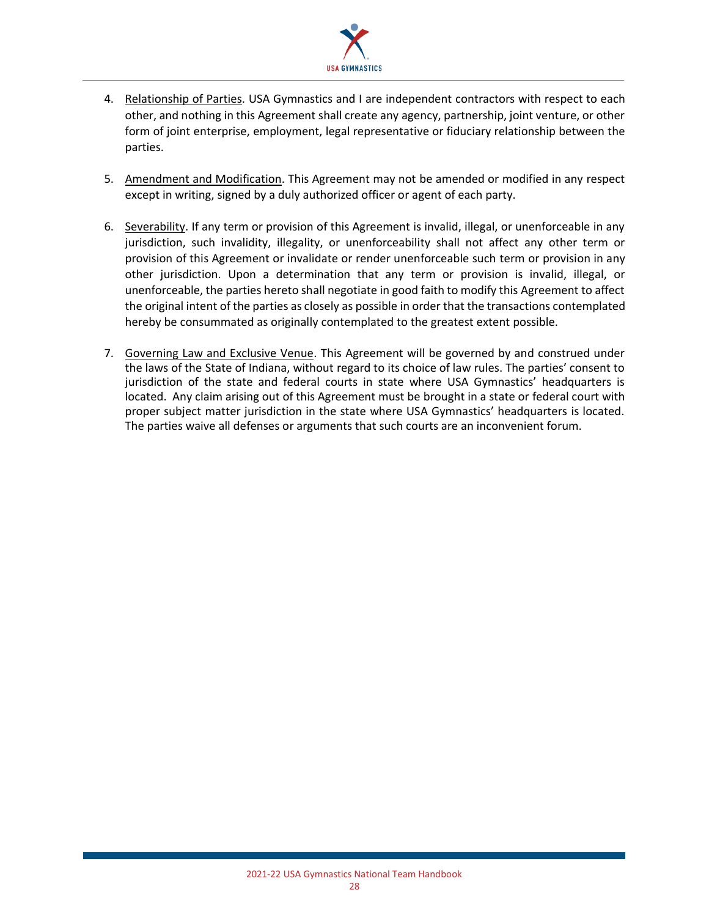4. Relationship of Parties. USA Gymnastics and I are independent contractors with respect to each other, and nothing in this Agreement shall create any agency, partnership, joint venture, or other form of joint enterprise, employment, legal representative or fiduciary relationship between the parties.

5. Amendment and Modification. This Agreement may not be amended or modified in any respect except in writing, signed by a duly authorized officer or agent of each party.

6. Severability. If any term or provision of this Agreement is invalid, illegal, or unenforceable in any jurisdiction, such invalidity, illegality, or unenforceability shall not affect any other term or provision of this Agreement or invalidate or render unenforceable such term or provision in any other jurisdiction. Upon a determination that any term or provision is invalid, illegal, or unenforceable, the parties hereto shall negotiate in good faith to modify this Agreement to affect the original intent of the parties as closely as possible in order that the transactions contemplated hereby be consummated as originally contemplated to the greatest extent possible.

7. Governing Law and Exclusive Venue. This Agreement will be governed by and construed under the laws of the State of Indiana, without regard to its choice of law rules. The parties' consent to jurisdiction of the state and federal courts in state where USA Gymnastics' headquarters is located. Any claim arising out of this Agreement must be brought in a state or federal court with proper subject matter jurisdiction in the state where USA Gymnastics' headquarters is located. The parties waive all defenses or arguments that such courts are an inconvenient forum.